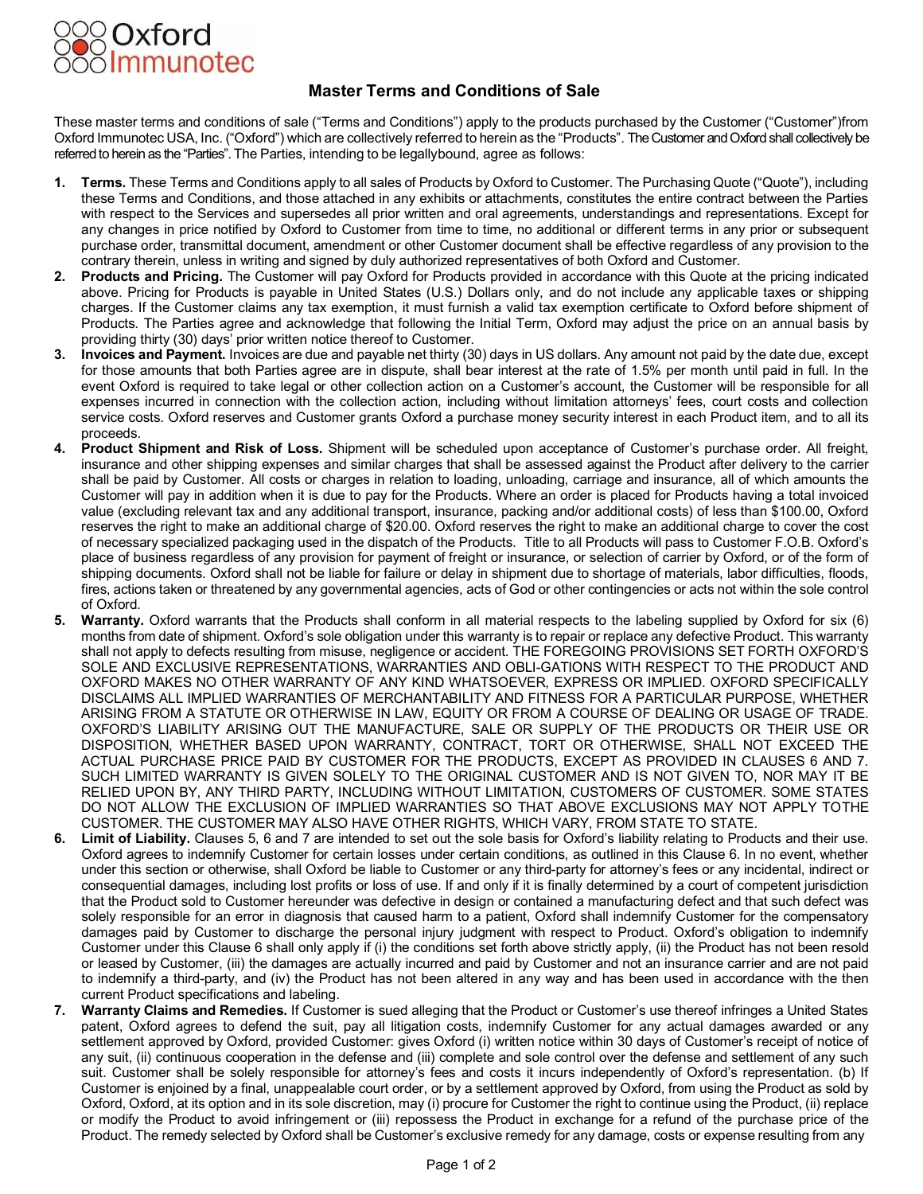Oxford Immunotec

# Master Terms and Conditions of Sale

These master terms and conditions of sale (“Terms and Conditions”) apply to the products purchased by the Customer (“Customer”)from Oxford Immunotec USA, Inc. (“Oxford”) which are collectively referred to herein as the “Products”. The Customer and Oxford shall collectively be referred to herein as the “Parties”. The Parties, intending to be legallybound, agree as follows:

1. **Terms.** These Terms and Conditions apply to all sales of Products by Oxford to Customer. The Purchasing Quote (“Quote”), including these Terms and Conditions, and those attached in any exhibits or attachments, constitutes the entire contract between the Parties with respect to the Services and supersedes all prior written and oral agreements, understandings and representations. Except for any changes in price notified by Oxford to Customer from time to time, no additional or different terms in any prior or subsequent purchase order, transmittal document, amendment or other Customer document shall be effective regardless of any provision to the contrary therein, unless in writing and signed by duly authorized representatives of both Oxford and Customer.
2. **Products and Pricing.** The Customer will pay Oxford for Products provided in accordance with this Quote at the pricing indicated above. Pricing for Products is payable in United States (U.S.) Dollars only, and do not include any applicable taxes or shipping charges. If the Customer claims any tax exemption, it must furnish a valid tax exemption certificate to Oxford before shipment of Products. The Parties agree and acknowledge that following the Initial Term, Oxford may adjust the price on an annual basis by providing thirty (30) days’ prior written notice thereof to Customer.
3. **Invoices and Payment.** Invoices are due and payable net thirty (30) days in US dollars. Any amount not paid by the date due, except for those amounts that both Parties agree are in dispute, shall bear interest at the rate of 1.5% per month until paid in full. In the event Oxford is required to take legal or other collection action on a Customer’s account, the Customer will be responsible for all expenses incurred in connection with the collection action, including without limitation attorneys’ fees, court costs and collection service costs. Oxford reserves and Customer grants Oxford a purchase money security interest in each Product item, and to all its proceeds.
4. **Product Shipment and Risk of Loss.** Shipment will be scheduled upon acceptance of Customer’s purchase order. All freight, insurance and other shipping expenses and similar charges that shall be assessed against the Product after delivery to the carrier shall be paid by Customer. All costs or charges in relation to loading, unloading, carriage and insurance, all of which amounts the Customer will pay in addition when it is due to pay for the Products. Where an order is placed for Products having a total invoiced value (excluding relevant tax and any additional transport, insurance, packing and/or additional costs) of less than $100.00, Oxford reserves the right to make an additional charge of $20.00. Oxford reserves the right to make an additional charge to cover the cost of necessary specialized packaging used in the dispatch of the Products. Title to all Products will pass to Customer F.O.B. Oxford’s place of business regardless of any provision for payment of freight or insurance, or selection of carrier by Oxford, or of the form of shipping documents. Oxford shall not be liable for failure or delay in shipment due to shortage of materials, labor difficulties, floods, fires, actions taken or threatened by any governmental agencies, acts of God or other contingencies or acts not within the sole control of Oxford.
5. **Warranty.** Oxford warrants that the Products shall conform in all material respects to the labeling supplied by Oxford for six (6) months from date of shipment. Oxford’s sole obligation under this warranty is to repair or replace any defective Product. This warranty shall not apply to defects resulting from misuse, negligence or accident. THE FOREGOING PROVISIONS SET FORTH OXFORD’S SOLE AND EXCLUSIVE REPRESENTATIONS, WARRANTIES AND OBLI-GATIONS WITH RESPECT TO THE PRODUCT AND OXFORD MAKES NO OTHER WARRANTY OF ANY KIND WHATSOEVER, EXPRESS OR IMPLIED. OXFORD SPECIFICALLY DISCLAIMS ALL IMPLIED WARRANTIES OF MERCHANTABILITY AND FITNESS FOR A PARTICULAR PURPOSE, WHETHER ARISING FROM A STATUTE OR OTHERWISE IN LAW, EQUITY OR FROM A COURSE OF DEALING OR USAGE OF TRADE. OXFORD’S LIABILITY ARISING OUT THE MANUFACTURE, SALE OR SUPPLY OF THE PRODUCTS OR THEIR USE OR DISPOSITION, WHETHER BASED UPON WARRANTY, CONTRACT, TORT OR OTHERWISE, SHALL NOT EXCEED THE ACTUAL PURCHASE PRICE PAID BY CUSTOMER FOR THE PRODUCTS, EXCEPT AS PROVIDED IN CLAUSES 6 AND 7. SUCH LIMITED WARRANTY IS GIVEN SOLELY TO THE ORIGINAL CUSTOMER AND IS NOT GIVEN TO, NOR MAY IT BE RELIED UPON BY, ANY THIRD PARTY, INCLUDING WITHOUT LIMITATION, CUSTOMERS OF CUSTOMER. SOME STATES DO NOT ALLOW THE EXCLUSION OF IMPLIED WARRANTIES SO THAT ABOVE EXCLUSIONS MAY NOT APPLY TOTHE CUSTOMER. THE CUSTOMER MAY ALSO HAVE OTHER RIGHTS, WHICH VARY, FROM STATE TO STATE.
6. **Limit of Liability.** Clauses 5, 6 and 7 are intended to set out the sole basis for Oxford’s liability relating to Products and their use. Oxford agrees to indemnify Customer for certain losses under certain conditions, as outlined in this Clause 6. In no event, whether under this section or otherwise, shall Oxford be liable to Customer or any third-party for attorney’s fees or any incidental, indirect or consequential damages, including lost profits or loss of use. If and only if it is finally determined by a court of competent jurisdiction that the Product sold to Customer hereunder was defective in design or contained a manufacturing defect and that such defect was solely responsible for an error in diagnosis that caused harm to a patient, Oxford shall indemnify Customer for the compensatory damages paid by Customer to discharge the personal injury judgment with respect to Product. Oxford’s obligation to indemnify Customer under this Clause 6 shall only apply if (i) the conditions set forth above strictly apply, (ii) the Product has not been resold or leased by Customer, (iii) the damages are actually incurred and paid by Customer and not an insurance carrier and are not paid to indemnify a third-party, and (iv) the Product has not been altered in any way and has been used in accordance with the then current Product specifications and labeling.
7. **Warranty Claims and Remedies.** If Customer is sued alleging that the Product or Customer’s use thereof infringes a United States patent, Oxford agrees to defend the suit, pay all litigation costs, indemnify Customer for any actual damages awarded or any settlement approved by Oxford, provided Customer: gives Oxford (i) written notice within 30 days of Customer’s receipt of notice of any suit, (ii) continuous cooperation in the defense and (iii) complete and sole control over the defense and settlement of any such suit. Customer shall be solely responsible for attorney’s fees and costs it incurs independently of Oxford’s representation. (b) If Customer is enjoined by a final, unappealable court order, or by a settlement approved by Oxford, from using the Product as sold by Oxford, Oxford, at its option and in its sole discretion, may (i) procure for Customer the right to continue using the Product, (ii) replace or modify the Product to avoid infringement or (iii) repossess the Product in exchange for a refund of the purchase price of the Product. The remedy selected by Oxford shall be Customer’s exclusive remedy for any damage, costs or expense resulting from any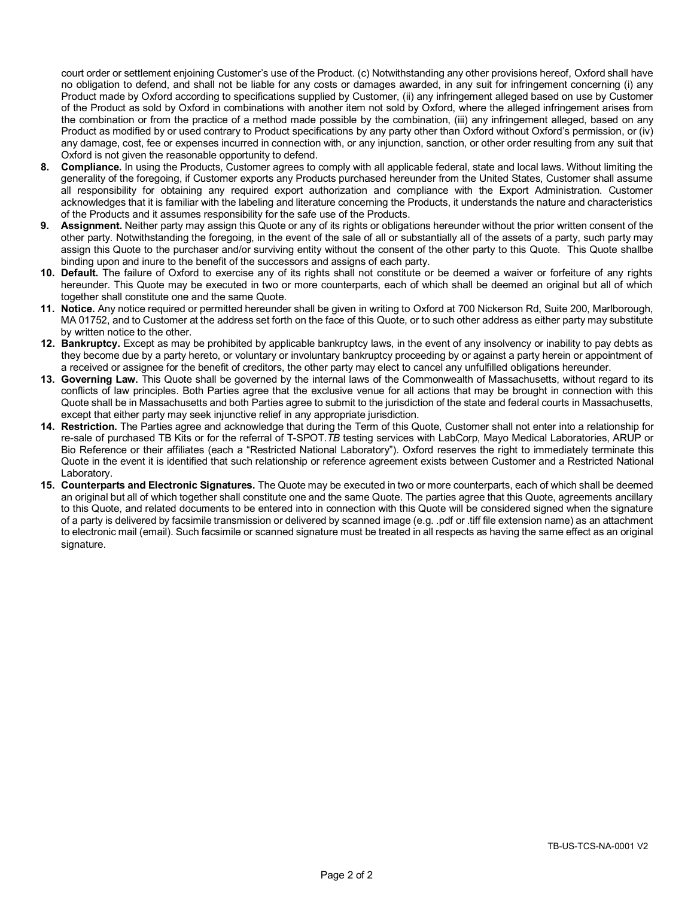court order or settlement enjoining Customer's use of the Product. (c) Notwithstanding any other provisions hereof, Oxford shall have no obligation to defend, and shall not be liable for any costs or damages awarded, in any suit for infringement concerning (i) any Product made by Oxford according to specifications supplied by Customer, (ii) any infringement alleged based on use by Customer of the Product as sold by Oxford in combinations with another item not sold by Oxford, where the alleged infringement arises from the combination or from the practice of a method made possible by the combination, (iii) any infringement alleged, based on any Product as modified by or used contrary to Product specifications by any party other than Oxford without Oxford's permission, or (iv) any damage, cost, fee or expenses incurred in connection with, or any injunction, sanction, or other order resulting from any suit that Oxford is not given the reasonable opportunity to defend.

8. **Compliance.** In using the Products, Customer agrees to comply with all applicable federal, state and local laws. Without limiting the generality of the foregoing, if Customer exports any Products purchased hereunder from the United States, Customer shall assume all responsibility for obtaining any required export authorization and compliance with the Export Administration. Customer acknowledges that it is familiar with the labeling and literature concerning the Products, it understands the nature and characteristics of the Products and it assumes responsibility for the safe use of the Products.
9. **Assignment.** Neither party may assign this Quote or any of its rights or obligations hereunder without the prior written consent of the other party. Notwithstanding the foregoing, in the event of the sale of all or substantially all of the assets of a party, such party may assign this Quote to the purchaser and/or surviving entity without the consent of the other party to this Quote. This Quote shallbe binding upon and inure to the benefit of the successors and assigns of each party.
10. **Default.** The failure of Oxford to exercise any of its rights shall not constitute or be deemed a waiver or forfeiture of any rights hereunder. This Quote may be executed in two or more counterparts, each of which shall be deemed an original but all of which together shall constitute one and the same Quote.
11. **Notice.** Any notice required or permitted hereunder shall be given in writing to Oxford at 700 Nickerson Rd, Suite 200, Marlborough, MA 01752, and to Customer at the address set forth on the face of this Quote, or to such other address as either party may substitute by written notice to the other.
12. **Bankruptcy.** Except as may be prohibited by applicable bankruptcy laws, in the event of any insolvency or inability to pay debts as they become due by a party hereto, or voluntary or involuntary bankruptcy proceeding by or against a party herein or appointment of a received or assignee for the benefit of creditors, the other party may elect to cancel any unfulfilled obligations hereunder.
13. **Governing Law.** This Quote shall be governed by the internal laws of the Commonwealth of Massachusetts, without regard to its conflicts of law principles. Both Parties agree that the exclusive venue for all actions that may be brought in connection with this Quote shall be in Massachusetts and both Parties agree to submit to the jurisdiction of the state and federal courts in Massachusetts, except that either party may seek injunctive relief in any appropriate jurisdiction.
14. **Restriction.** The Parties agree and acknowledge that during the Term of this Quote, Customer shall not enter into a relationship for re-sale of purchased TB Kits or for the referral of T-SPOT.*TB* testing services with LabCorp, Mayo Medical Laboratories, ARUP or Bio Reference or their affiliates (each a "Restricted National Laboratory"). Oxford reserves the right to immediately terminate this Quote in the event it is identified that such relationship or reference agreement exists between Customer and a Restricted National Laboratory.
15. **Counterparts and Electronic Signatures.** The Quote may be executed in two or more counterparts, each of which shall be deemed an original but all of which together shall constitute one and the same Quote. The parties agree that this Quote, agreements ancillary to this Quote, and related documents to be entered into in connection with this Quote will be considered signed when the signature of a party is delivered by facsimile transmission or delivered by scanned image (e.g. .pdf or .tiff file extension name) as an attachment to electronic mail (email). Such facsimile or scanned signature must be treated in all respects as having the same effect as an original signature.

TB-US-TCS-NA-0001 V2